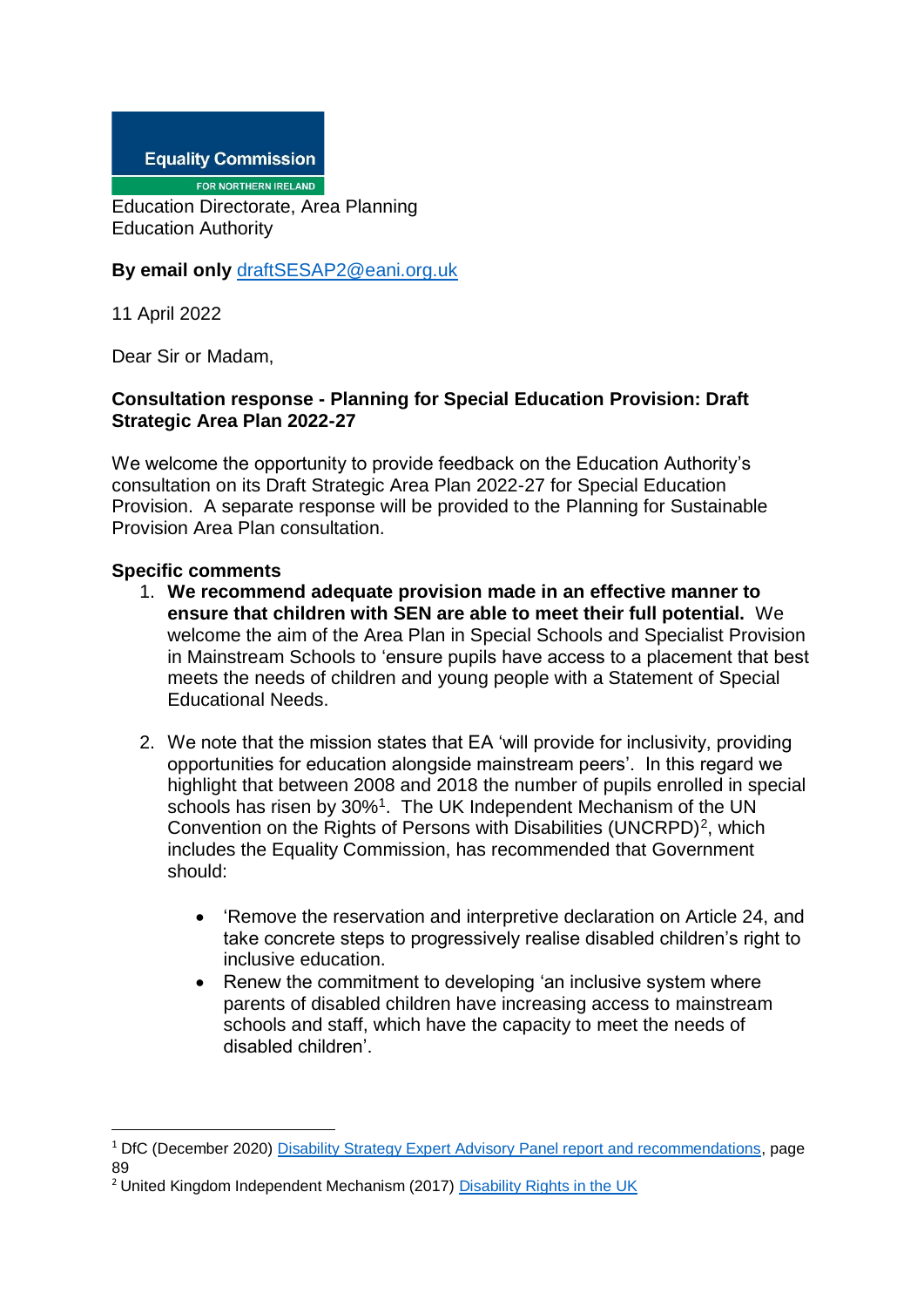Equality Commission
FOR NORTHERN IRELAND

Education Directorate, Area Planning
Education Authority

**By email only** [draftSESAP2@eani.org.uk](mailto:draftSESAP2@eani.org.uk)

11 April 2022

Dear Sir or Madam,

**Consultation response - Planning for Special Education Provision: Draft Strategic Area Plan 2022-27**

We welcome the opportunity to provide feedback on the Education Authority's consultation on its Draft Strategic Area Plan 2022-27 for Special Education Provision. A separate response will be provided to the Planning for Sustainable Provision Area Plan consultation.

**Specific comments**

1. **We recommend adequate provision made in an effective manner to ensure that children with SEN are able to meet their full potential.** We welcome the aim of the Area Plan in Special Schools and Specialist Provision in Mainstream Schools to 'ensure pupils have access to a placement that best meets the needs of children and young people with a Statement of Special Educational Needs.

2. We note that the mission states that EA 'will provide for inclusivity, providing opportunities for education alongside mainstream peers'. In this regard we highlight that between 2008 and 2018 the number of pupils enrolled in special schools has risen by 30%[1]. The UK Independent Mechanism of the UN Convention on the Rights of Persons with Disabilities (UNCRPD)[2], which includes the Equality Commission, has recommended that Government should:

   - 'Remove the reservation and interpretive declaration on Article 24, and take concrete steps to progressively realise disabled children's right to inclusive education.
   - Renew the commitment to developing 'an inclusive system where parents of disabled children have increasing access to mainstream schools and staff, which have the capacity to meet the needs of disabled children'.

---

[1] DfC (December 2020) Disability Strategy Expert Advisory Panel report and recommendations, page 89

[2] United Kingdom Independent Mechanism (2017) Disability Rights in the UK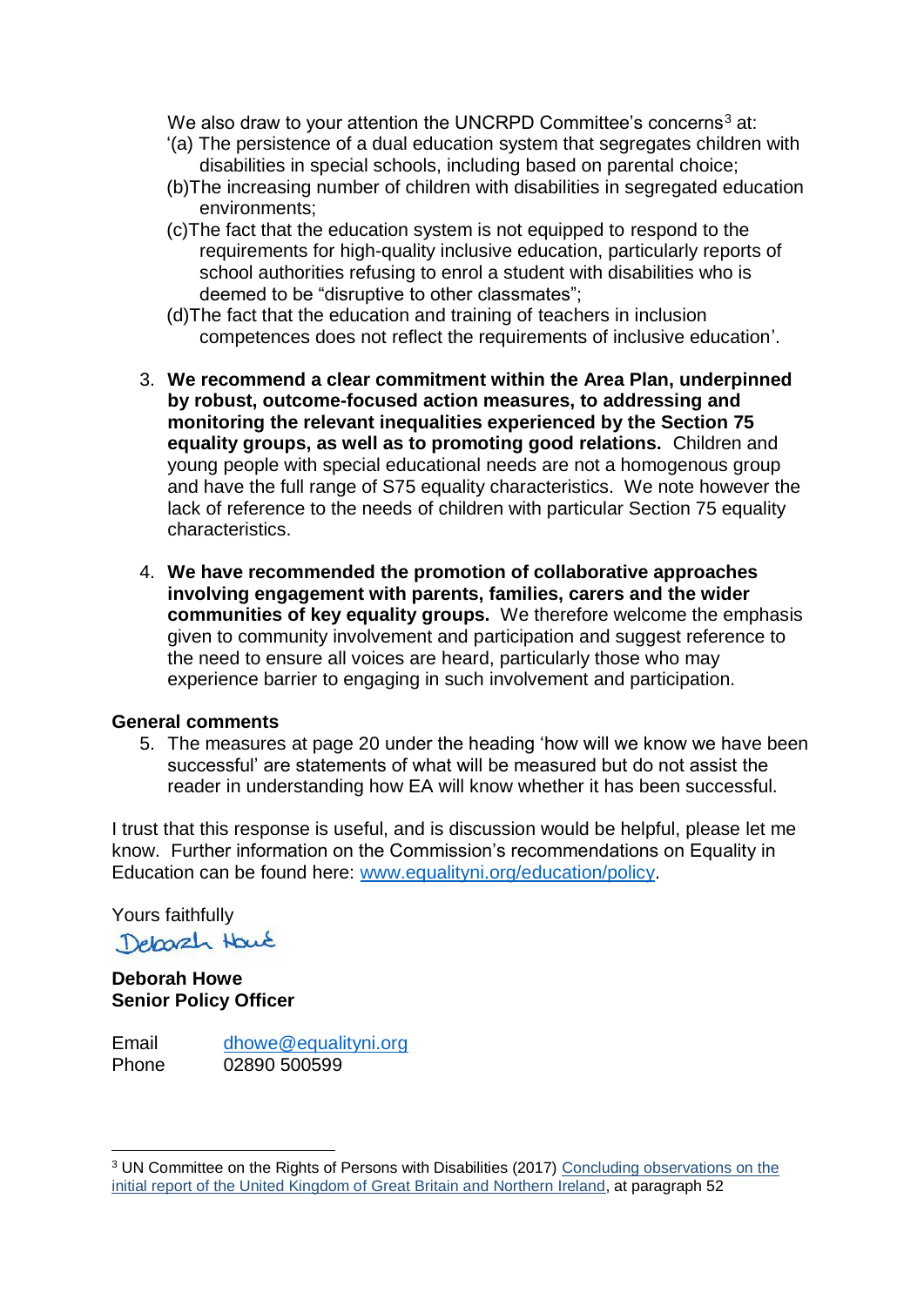We also draw to your attention the UNCRPD Committee's concerns[3] at:

'(a) The persistence of a dual education system that segregates children with disabilities in special schools, including based on parental choice;

(b)The increasing number of children with disabilities in segregated education environments;

(c)The fact that the education system is not equipped to respond to the requirements for high-quality inclusive education, particularly reports of school authorities refusing to enrol a student with disabilities who is deemed to be "disruptive to other classmates";

(d)The fact that the education and training of teachers in inclusion competences does not reflect the requirements of inclusive education'.

3. **We recommend a clear commitment within the Area Plan, underpinned by robust, outcome-focused action measures, to addressing and monitoring the relevant inequalities experienced by the Section 75 equality groups, as well as to promoting good relations.** Children and young people with special educational needs are not a homogenous group and have the full range of S75 equality characteristics. We note however the lack of reference to the needs of children with particular Section 75 equality characteristics.

4. **We have recommended the promotion of collaborative approaches involving engagement with parents, families, carers and the wider communities of key equality groups.** We therefore welcome the emphasis given to community involvement and participation and suggest reference to the need to ensure all voices are heard, particularly those who may experience barrier to engaging in such involvement and participation.

**General comments**

5. The measures at page 20 under the heading 'how will we know we have been successful' are statements of what will be measured but do not assist the reader in understanding how EA will know whether it has been successful.

I trust that this response is useful, and is discussion would be helpful, please let me know. Further information on the Commission's recommendations on Equality in Education can be found here: www.equalityni.org/education/policy.

Yours faithfully

Deborah Howe

**Deborah Howe**
**Senior Policy Officer**

Email dhowe@equalityni.org
Phone 02890 500599

[3] UN Committee on the Rights of Persons with Disabilities (2017) Concluding observations on the initial report of the United Kingdom of Great Britain and Northern Ireland, at paragraph 52